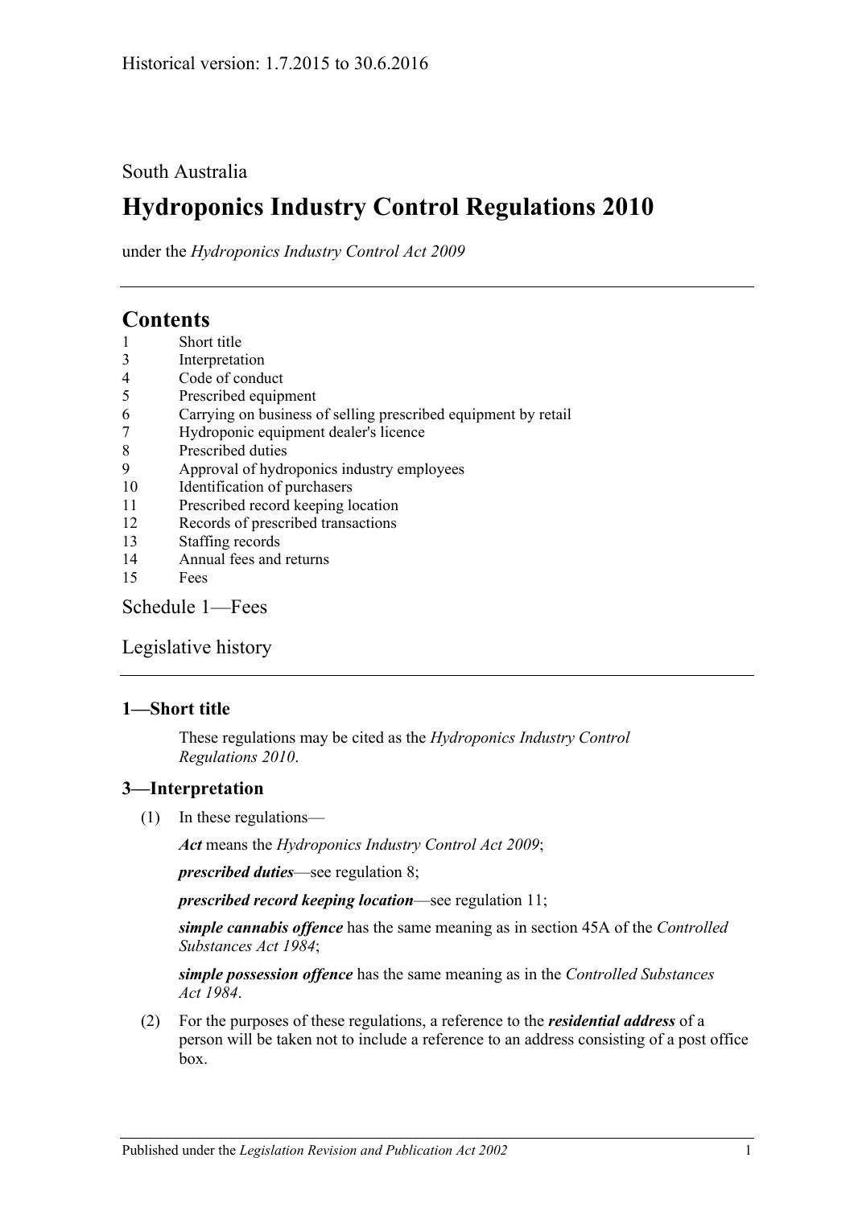South Australia

# Hydroponics Industry Control Regulations 2010

under the *Hydroponics Industry Control Act 2009*

## Contents

1 Short title
3 Interpretation
4 Code of conduct
5 Prescribed equipment
6 Carrying on business of selling prescribed equipment by retail
7 Hydroponic equipment dealer's licence
8 Prescribed duties
9 Approval of hydroponics industry employees
10 Identification of purchasers
11 Prescribed record keeping location
12 Records of prescribed transactions
13 Staffing records
14 Annual fees and returns
15 Fees

Schedule 1—Fees

Legislative history

### 1—Short title

These regulations may be cited as the *Hydroponics Industry Control Regulations 2010*.

### 3—Interpretation

(1) In these regulations—

***Act*** means the *Hydroponics Industry Control Act 2009*;

***prescribed duties***—see regulation 8;

***prescribed record keeping location***—see regulation 11;

***simple cannabis offence*** has the same meaning as in section 45A of the *Controlled Substances Act 1984*;

***simple possession offence*** has the same meaning as in the *Controlled Substances Act 1984*.

(2) For the purposes of these regulations, a reference to the ***residential address*** of a person will be taken not to include a reference to an address consisting of a post office box.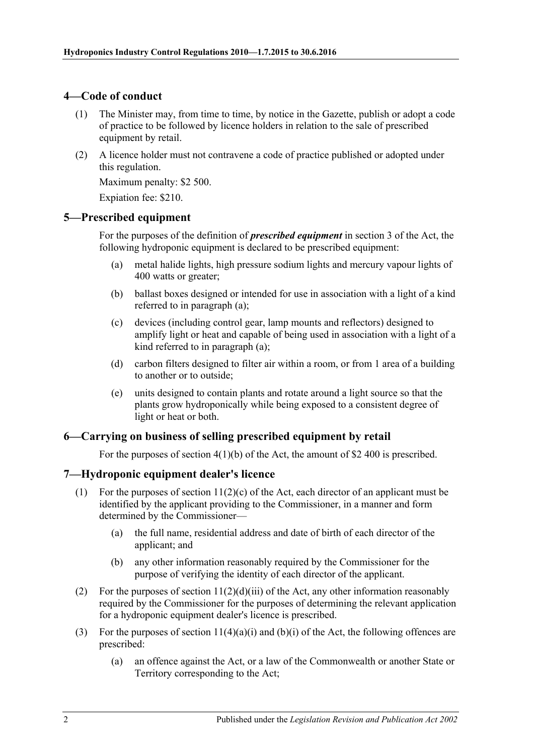## 4—Code of conduct

(1) The Minister may, from time to time, by notice in the Gazette, publish or adopt a code of practice to be followed by licence holders in relation to the sale of prescribed equipment by retail.

(2) A licence holder must not contravene a code of practice published or adopted under this regulation.

Maximum penalty: $2 500.

Expiation fee: $210.

## 5—Prescribed equipment

For the purposes of the definition of ***prescribed equipment*** in section 3 of the Act, the following hydroponic equipment is declared to be prescribed equipment:

(a) metal halide lights, high pressure sodium lights and mercury vapour lights of 400 watts or greater;

(b) ballast boxes designed or intended for use in association with a light of a kind referred to in paragraph (a);

(c) devices (including control gear, lamp mounts and reflectors) designed to amplify light or heat and capable of being used in association with a light of a kind referred to in paragraph (a);

(d) carbon filters designed to filter air within a room, or from 1 area of a building to another or to outside;

(e) units designed to contain plants and rotate around a light source so that the plants grow hydroponically while being exposed to a consistent degree of light or heat or both.

## 6—Carrying on business of selling prescribed equipment by retail

For the purposes of section 4(1)(b) of the Act, the amount of $2 400 is prescribed.

## 7—Hydroponic equipment dealer's licence

(1) For the purposes of section 11(2)(c) of the Act, each director of an applicant must be identified by the applicant providing to the Commissioner, in a manner and form determined by the Commissioner—

(a) the full name, residential address and date of birth of each director of the applicant; and

(b) any other information reasonably required by the Commissioner for the purpose of verifying the identity of each director of the applicant.

(2) For the purposes of section 11(2)(d)(iii) of the Act, any other information reasonably required by the Commissioner for the purposes of determining the relevant application for a hydroponic equipment dealer's licence is prescribed.

(3) For the purposes of section 11(4)(a)(i) and (b)(i) of the Act, the following offences are prescribed:

(a) an offence against the Act, or a law of the Commonwealth or another State or Territory corresponding to the Act;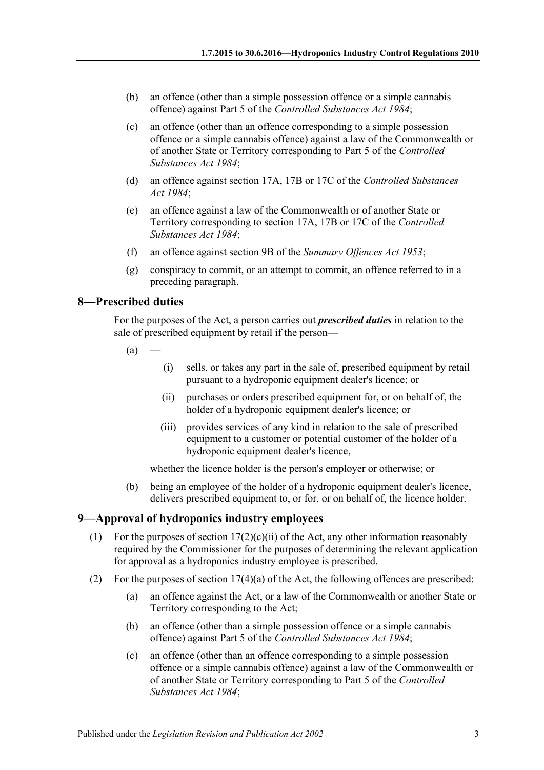(b) an offence (other than a simple possession offence or a simple cannabis offence) against Part 5 of the *Controlled Substances Act 1984*;

(c) an offence (other than an offence corresponding to a simple possession offence or a simple cannabis offence) against a law of the Commonwealth or of another State or Territory corresponding to Part 5 of the *Controlled Substances Act 1984*;

(d) an offence against section 17A, 17B or 17C of the *Controlled Substances Act 1984*;

(e) an offence against a law of the Commonwealth or of another State or Territory corresponding to section 17A, 17B or 17C of the *Controlled Substances Act 1984*;

(f) an offence against section 9B of the *Summary Offences Act 1953*;

(g) conspiracy to commit, or an attempt to commit, an offence referred to in a preceding paragraph.

## 8—Prescribed duties

For the purposes of the Act, a person carries out ***prescribed duties*** in relation to the sale of prescribed equipment by retail if the person—

(a) —

(i) sells, or takes any part in the sale of, prescribed equipment by retail pursuant to a hydroponic equipment dealer's licence; or

(ii) purchases or orders prescribed equipment for, or on behalf of, the holder of a hydroponic equipment dealer's licence; or

(iii) provides services of any kind in relation to the sale of prescribed equipment to a customer or potential customer of the holder of a hydroponic equipment dealer's licence,

whether the licence holder is the person's employer or otherwise; or

(b) being an employee of the holder of a hydroponic equipment dealer's licence, delivers prescribed equipment to, or for, or on behalf of, the licence holder.

## 9—Approval of hydroponics industry employees

(1) For the purposes of section 17(2)(c)(ii) of the Act, any other information reasonably required by the Commissioner for the purposes of determining the relevant application for approval as a hydroponics industry employee is prescribed.

(2) For the purposes of section 17(4)(a) of the Act, the following offences are prescribed:

(a) an offence against the Act, or a law of the Commonwealth or another State or Territory corresponding to the Act;

(b) an offence (other than a simple possession offence or a simple cannabis offence) against Part 5 of the *Controlled Substances Act 1984*;

(c) an offence (other than an offence corresponding to a simple possession offence or a simple cannabis offence) against a law of the Commonwealth or of another State or Territory corresponding to Part 5 of the *Controlled Substances Act 1984*;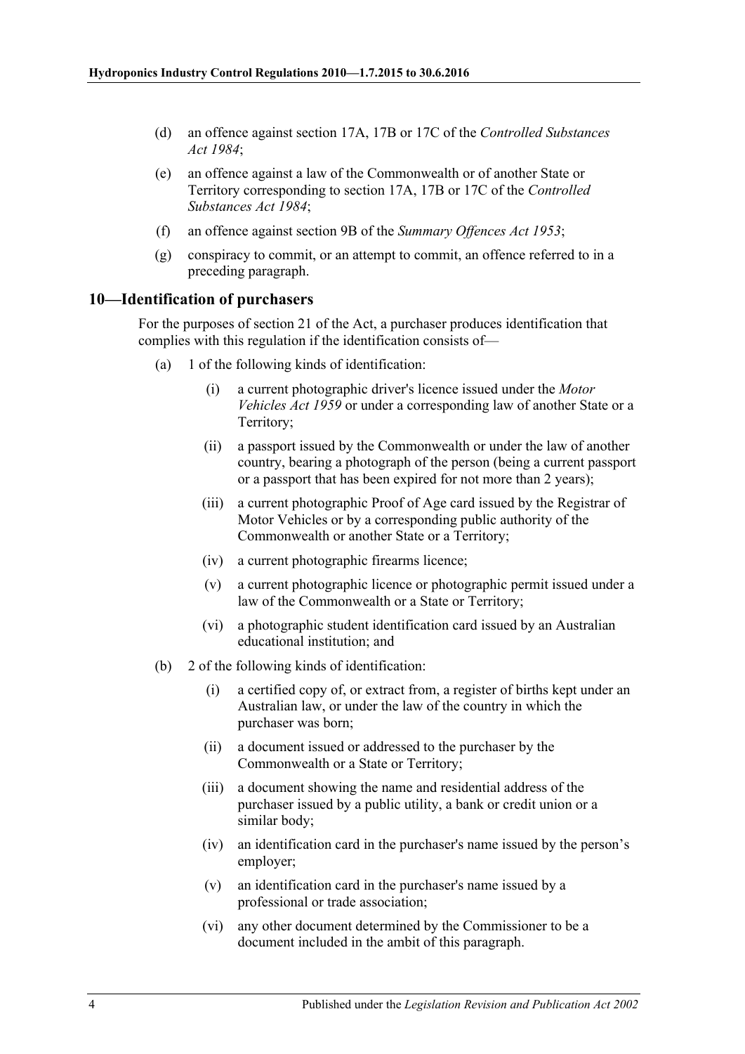(d) an offence against section 17A, 17B or 17C of the *Controlled Substances Act 1984*;

(e) an offence against a law of the Commonwealth or of another State or Territory corresponding to section 17A, 17B or 17C of the *Controlled Substances Act 1984*;

(f) an offence against section 9B of the *Summary Offences Act 1953*;

(g) conspiracy to commit, or an attempt to commit, an offence referred to in a preceding paragraph.

## 10—Identification of purchasers

For the purposes of section 21 of the Act, a purchaser produces identification that complies with this regulation if the identification consists of—

(a) 1 of the following kinds of identification:

(i) a current photographic driver's licence issued under the *Motor Vehicles Act 1959* or under a corresponding law of another State or a Territory;

(ii) a passport issued by the Commonwealth or under the law of another country, bearing a photograph of the person (being a current passport or a passport that has been expired for not more than 2 years);

(iii) a current photographic Proof of Age card issued by the Registrar of Motor Vehicles or by a corresponding public authority of the Commonwealth or another State or a Territory;

(iv) a current photographic firearms licence;

(v) a current photographic licence or photographic permit issued under a law of the Commonwealth or a State or Territory;

(vi) a photographic student identification card issued by an Australian educational institution; and

(b) 2 of the following kinds of identification:

(i) a certified copy of, or extract from, a register of births kept under an Australian law, or under the law of the country in which the purchaser was born;

(ii) a document issued or addressed to the purchaser by the Commonwealth or a State or Territory;

(iii) a document showing the name and residential address of the purchaser issued by a public utility, a bank or credit union or a similar body;

(iv) an identification card in the purchaser's name issued by the person's employer;

(v) an identification card in the purchaser's name issued by a professional or trade association;

(vi) any other document determined by the Commissioner to be a document included in the ambit of this paragraph.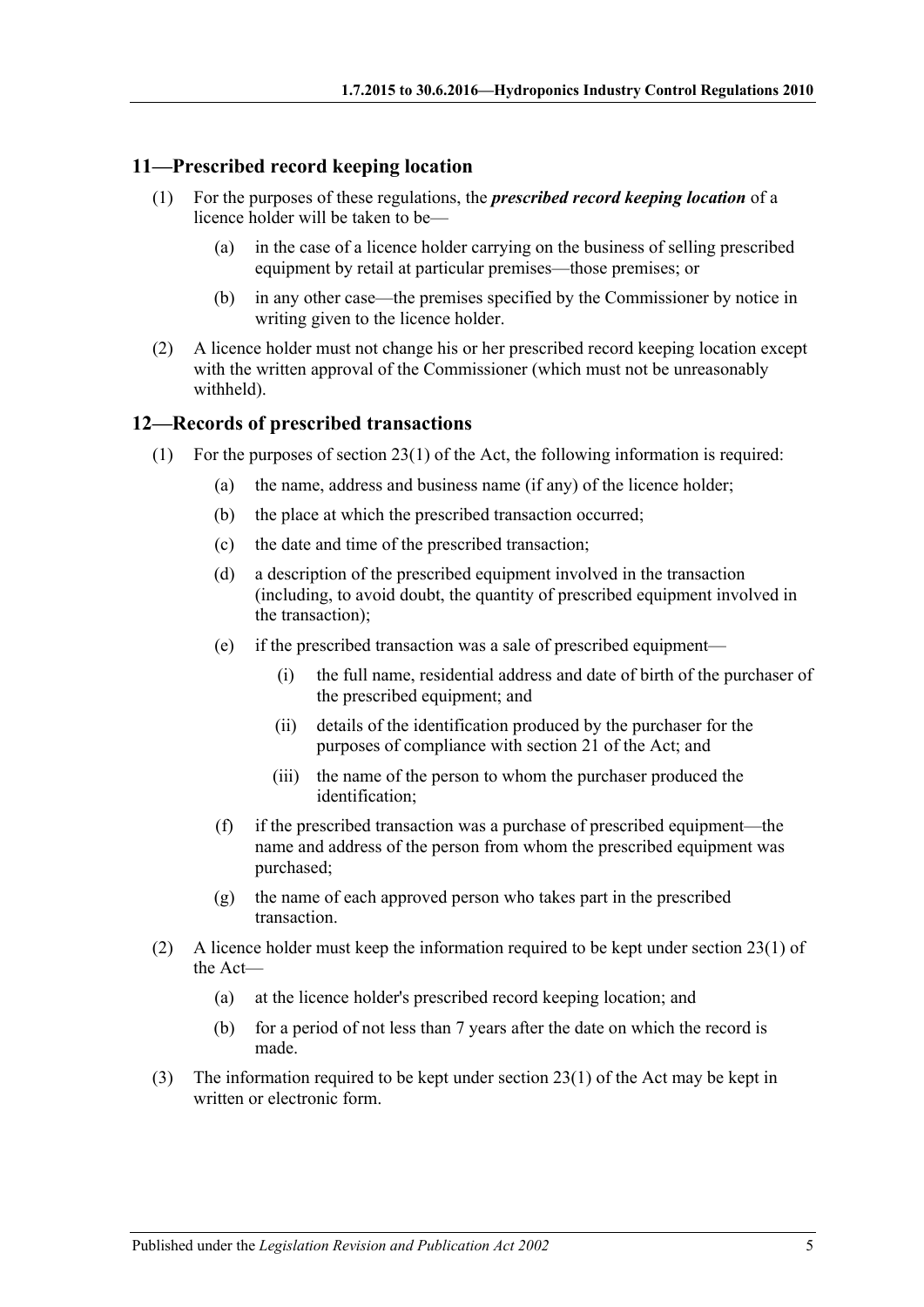## 11—Prescribed record keeping location

(1) For the purposes of these regulations, the ***prescribed record keeping location*** of a licence holder will be taken to be—

(a) in the case of a licence holder carrying on the business of selling prescribed equipment by retail at particular premises—those premises; or

(b) in any other case—the premises specified by the Commissioner by notice in writing given to the licence holder.

(2) A licence holder must not change his or her prescribed record keeping location except with the written approval of the Commissioner (which must not be unreasonably withheld).

## 12—Records of prescribed transactions

(1) For the purposes of section 23(1) of the Act, the following information is required:

(a) the name, address and business name (if any) of the licence holder;

(b) the place at which the prescribed transaction occurred;

(c) the date and time of the prescribed transaction;

(d) a description of the prescribed equipment involved in the transaction (including, to avoid doubt, the quantity of prescribed equipment involved in the transaction);

(e) if the prescribed transaction was a sale of prescribed equipment—

(i) the full name, residential address and date of birth of the purchaser of the prescribed equipment; and

(ii) details of the identification produced by the purchaser for the purposes of compliance with section 21 of the Act; and

(iii) the name of the person to whom the purchaser produced the identification;

(f) if the prescribed transaction was a purchase of prescribed equipment—the name and address of the person from whom the prescribed equipment was purchased;

(g) the name of each approved person who takes part in the prescribed transaction.

(2) A licence holder must keep the information required to be kept under section 23(1) of the Act—

(a) at the licence holder's prescribed record keeping location; and

(b) for a period of not less than 7 years after the date on which the record is made.

(3) The information required to be kept under section 23(1) of the Act may be kept in written or electronic form.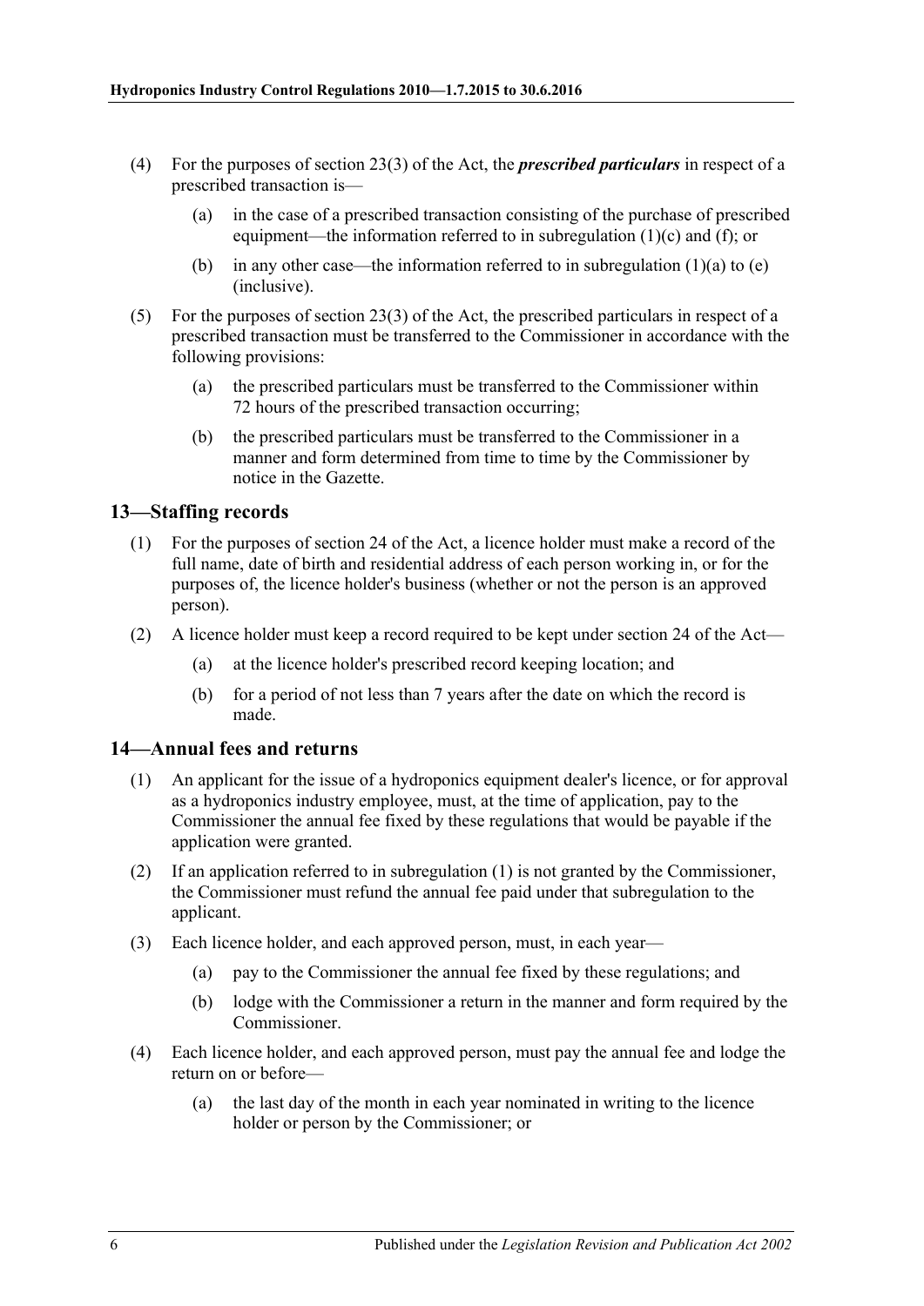(4) For the purposes of section 23(3) of the Act, the ***prescribed particulars*** in respect of a prescribed transaction is—

(a) in the case of a prescribed transaction consisting of the purchase of prescribed equipment—the information referred to in subregulation (1)(c) and (f); or

(b) in any other case—the information referred to in subregulation (1)(a) to (e) (inclusive).

(5) For the purposes of section 23(3) of the Act, the prescribed particulars in respect of a prescribed transaction must be transferred to the Commissioner in accordance with the following provisions:

(a) the prescribed particulars must be transferred to the Commissioner within 72 hours of the prescribed transaction occurring;

(b) the prescribed particulars must be transferred to the Commissioner in a manner and form determined from time to time by the Commissioner by notice in the Gazette.

## 13—Staffing records

(1) For the purposes of section 24 of the Act, a licence holder must make a record of the full name, date of birth and residential address of each person working in, or for the purposes of, the licence holder's business (whether or not the person is an approved person).

(2) A licence holder must keep a record required to be kept under section 24 of the Act—

(a) at the licence holder's prescribed record keeping location; and

(b) for a period of not less than 7 years after the date on which the record is made.

## 14—Annual fees and returns

(1) An applicant for the issue of a hydroponics equipment dealer's licence, or for approval as a hydroponics industry employee, must, at the time of application, pay to the Commissioner the annual fee fixed by these regulations that would be payable if the application were granted.

(2) If an application referred to in subregulation (1) is not granted by the Commissioner, the Commissioner must refund the annual fee paid under that subregulation to the applicant.

(3) Each licence holder, and each approved person, must, in each year—

(a) pay to the Commissioner the annual fee fixed by these regulations; and

(b) lodge with the Commissioner a return in the manner and form required by the Commissioner.

(4) Each licence holder, and each approved person, must pay the annual fee and lodge the return on or before—

(a) the last day of the month in each year nominated in writing to the licence holder or person by the Commissioner; or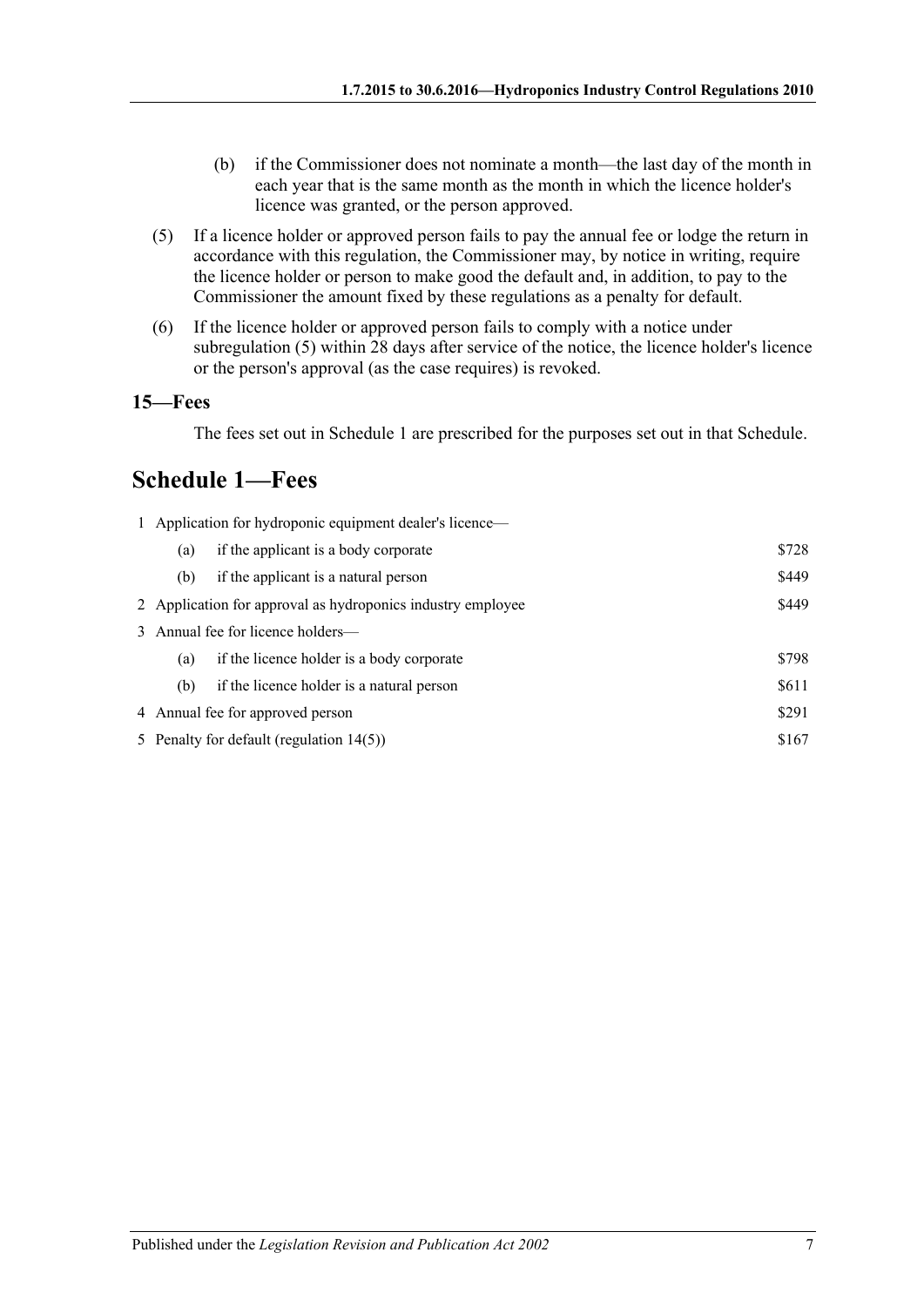(b) if the Commissioner does not nominate a month—the last day of the month in each year that is the same month as the month in which the licence holder's licence was granted, or the person approved.

(5) If a licence holder or approved person fails to pay the annual fee or lodge the return in accordance with this regulation, the Commissioner may, by notice in writing, require the licence holder or person to make good the default and, in addition, to pay to the Commissioner the amount fixed by these regulations as a penalty for default.

(6) If the licence holder or approved person fails to comply with a notice under subregulation (5) within 28 days after service of the notice, the licence holder's licence or the person's approval (as the case requires) is revoked.

### 15—Fees

The fees set out in Schedule 1 are prescribed for the purposes set out in that Schedule.

## Schedule 1—Fees

| | | | |
|---|---|---|---|
| 1 | Application for hydroponic equipment dealer's licence— | | |
| | (a) | if the applicant is a body corporate | \$728 |
| | (b) | if the applicant is a natural person | \$449 |
| 2 | Application for approval as hydroponics industry employee | | \$449 |
| 3 | Annual fee for licence holders— | | |
| | (a) | if the licence holder is a body corporate | \$798 |
| | (b) | if the licence holder is a natural person | \$611 |
| 4 | Annual fee for approved person | | \$291 |
| 5 | Penalty for default (regulation 14(5)) | | \$167 |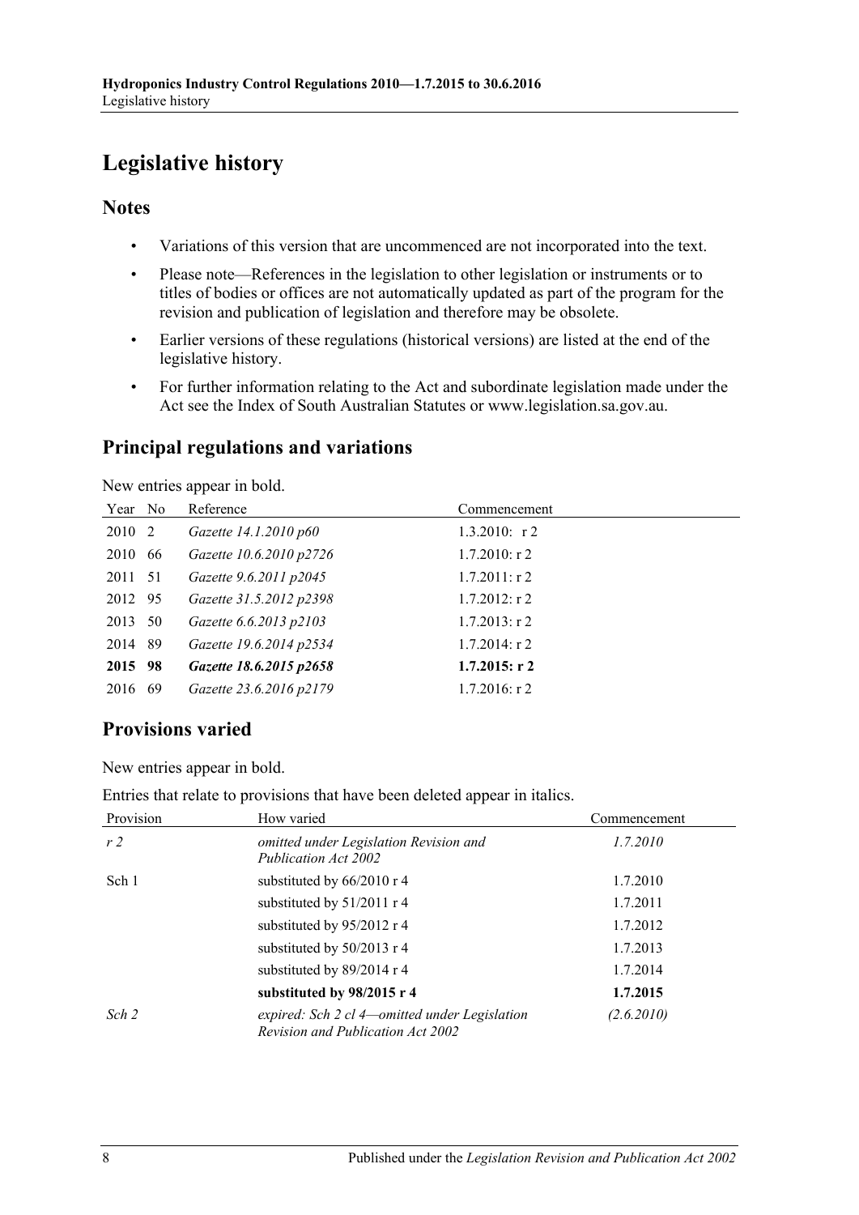# Legislative history

## Notes

- Variations of this version that are uncommenced are not incorporated into the text.
- Please note—References in the legislation to other legislation or instruments or to titles of bodies or offices are not automatically updated as part of the program for the revision and publication of legislation and therefore may be obsolete.
- Earlier versions of these regulations (historical versions) are listed at the end of the legislative history.
- For further information relating to the Act and subordinate legislation made under the Act see the Index of South Australian Statutes or www.legislation.sa.gov.au.

## Principal regulations and variations

New entries appear in bold.

| Year | No | Reference | Commencement |
|---|---|---|---|
| 2010 | 2 | *Gazette 14.1.2010 p60* | 1.3.2010: r 2 |
| 2010 | 66 | *Gazette 10.6.2010 p2726* | 1.7.2010: r 2 |
| 2011 | 51 | *Gazette 9.6.2011 p2045* | 1.7.2011: r 2 |
| 2012 | 95 | *Gazette 31.5.2012 p2398* | 1.7.2012: r 2 |
| 2013 | 50 | *Gazette 6.6.2013 p2103* | 1.7.2013: r 2 |
| 2014 | 89 | *Gazette 19.6.2014 p2534* | 1.7.2014: r 2 |
| **2015** | **98** | ***Gazette 18.6.2015 p2658*** | **1.7.2015: r 2** |
| 2016 | 69 | *Gazette 23.6.2016 p2179* | 1.7.2016: r 2 |

## Provisions varied

New entries appear in bold.

Entries that relate to provisions that have been deleted appear in italics.

| Provision | How varied | Commencement |
|---|---|---|
| *r 2* | *omitted under Legislation Revision and Publication Act 2002* | *1.7.2010* |
| Sch 1 | substituted by 66/2010 r 4 | 1.7.2010 |
| | substituted by 51/2011 r 4 | 1.7.2011 |
| | substituted by 95/2012 r 4 | 1.7.2012 |
| | substituted by 50/2013 r 4 | 1.7.2013 |
| | substituted by 89/2014 r 4 | 1.7.2014 |
| | **substituted by 98/2015 r 4** | **1.7.2015** |
| *Sch 2* | *expired: Sch 2 cl 4—omitted under Legislation Revision and Publication Act 2002* | *(2.6.2010)* |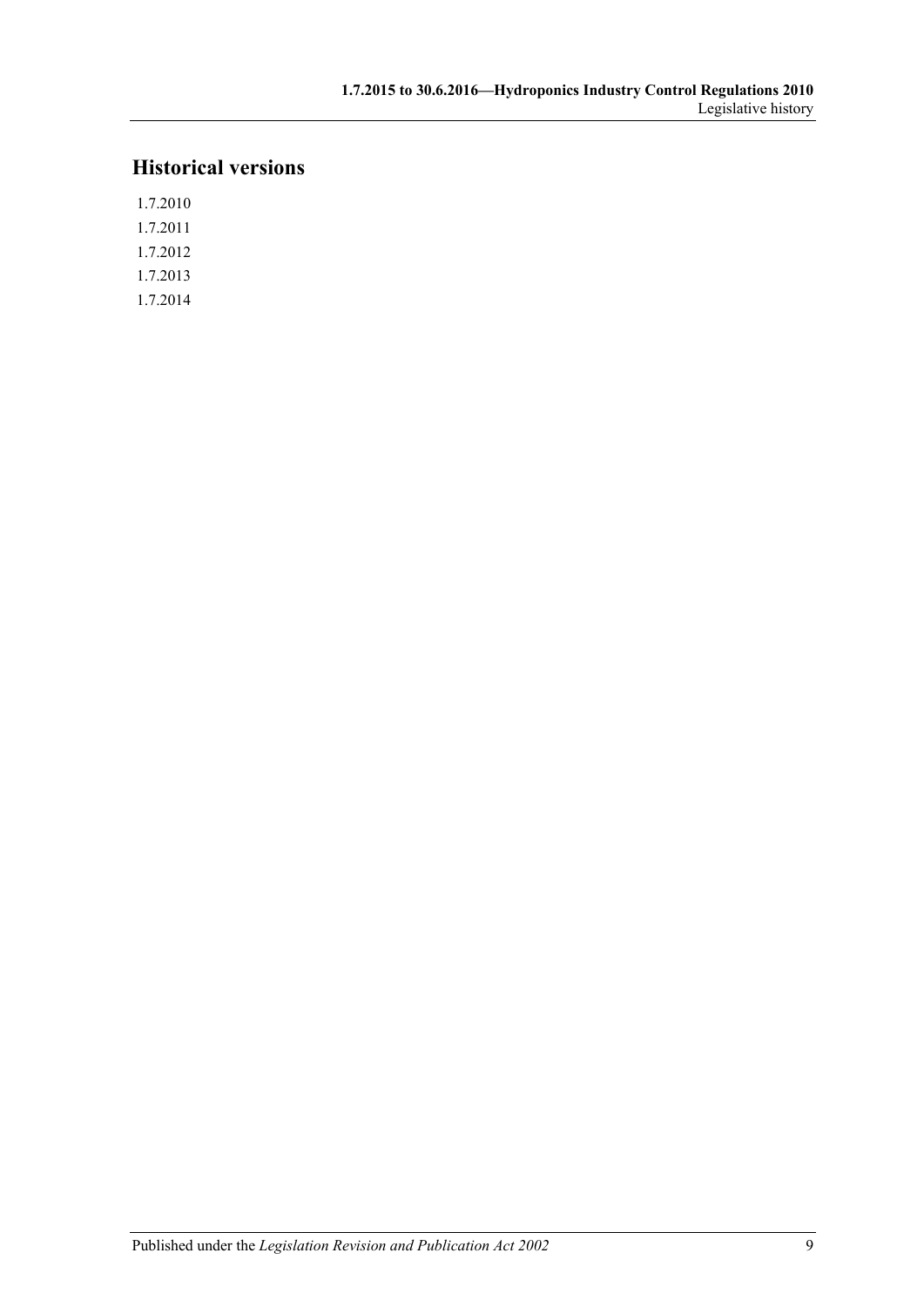## Historical versions

1.7.2010

1.7.2011

1.7.2012

1.7.2013

1.7.2014